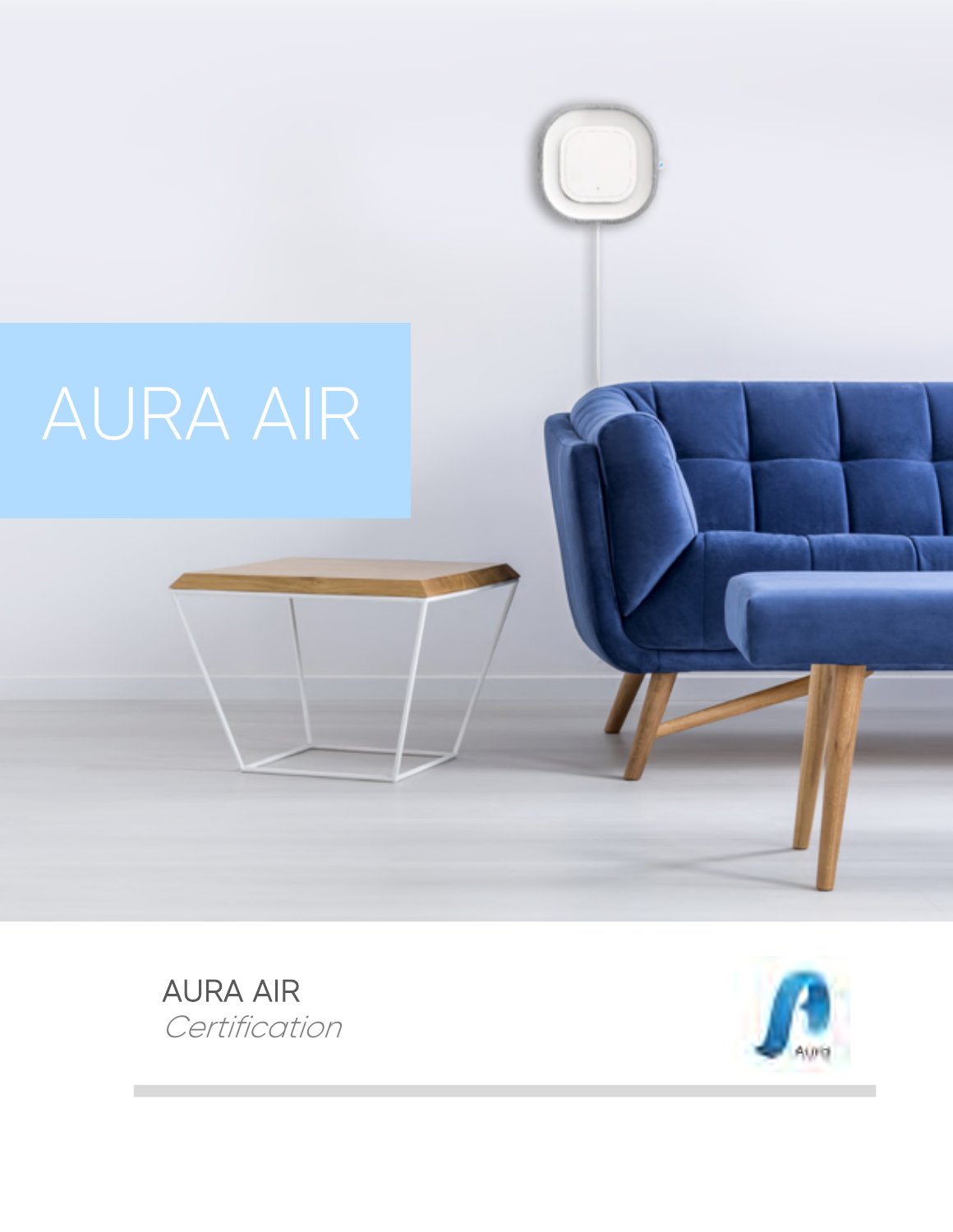# AURA AIR

AURA AIR

*Certification*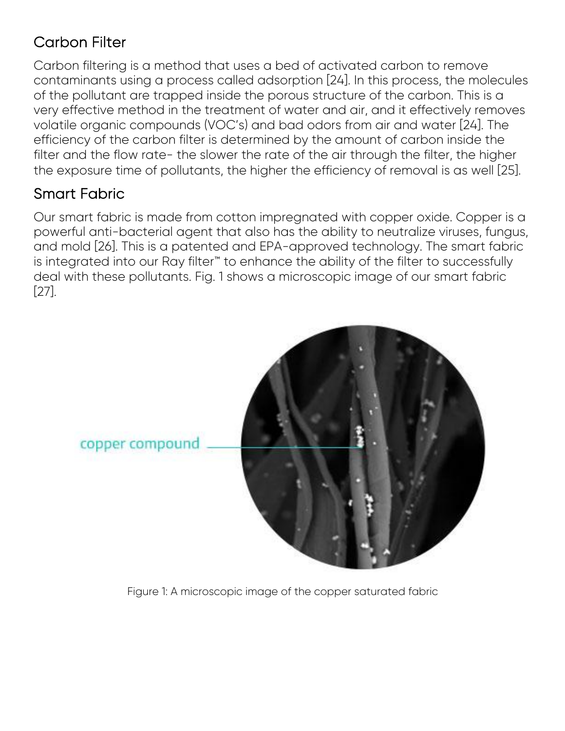## Carbon Filter

Carbon filtering is a method that uses a bed of activated carbon to remove contaminants using a process called adsorption [24]. In this process, the molecules of the pollutant are trapped inside the porous structure of the carbon. This is a very effective method in the treatment of water and air, and it effectively removes volatile organic compounds (VOC's) and bad odors from air and water [24]. The efficiency of the carbon filter is determined by the amount of carbon inside the filter and the flow rate- the slower the rate of the air through the filter, the higher the exposure time of pollutants, the higher the efficiency of removal is as well [25].

## Smart Fabric

Our smart fabric is made from cotton impregnated with copper oxide. Copper is a powerful anti-bacterial agent that also has the ability to neutralize viruses, fungus, and mold [26]. This is a patented and EPA-approved technology. The smart fabric is integrated into our Ray filter™ to enhance the ability of the filter to successfully deal with these pollutants. Fig. 1 shows a microscopic image of our smart fabric [27].

copper compound

Figure 1: A microscopic image of the copper saturated fabric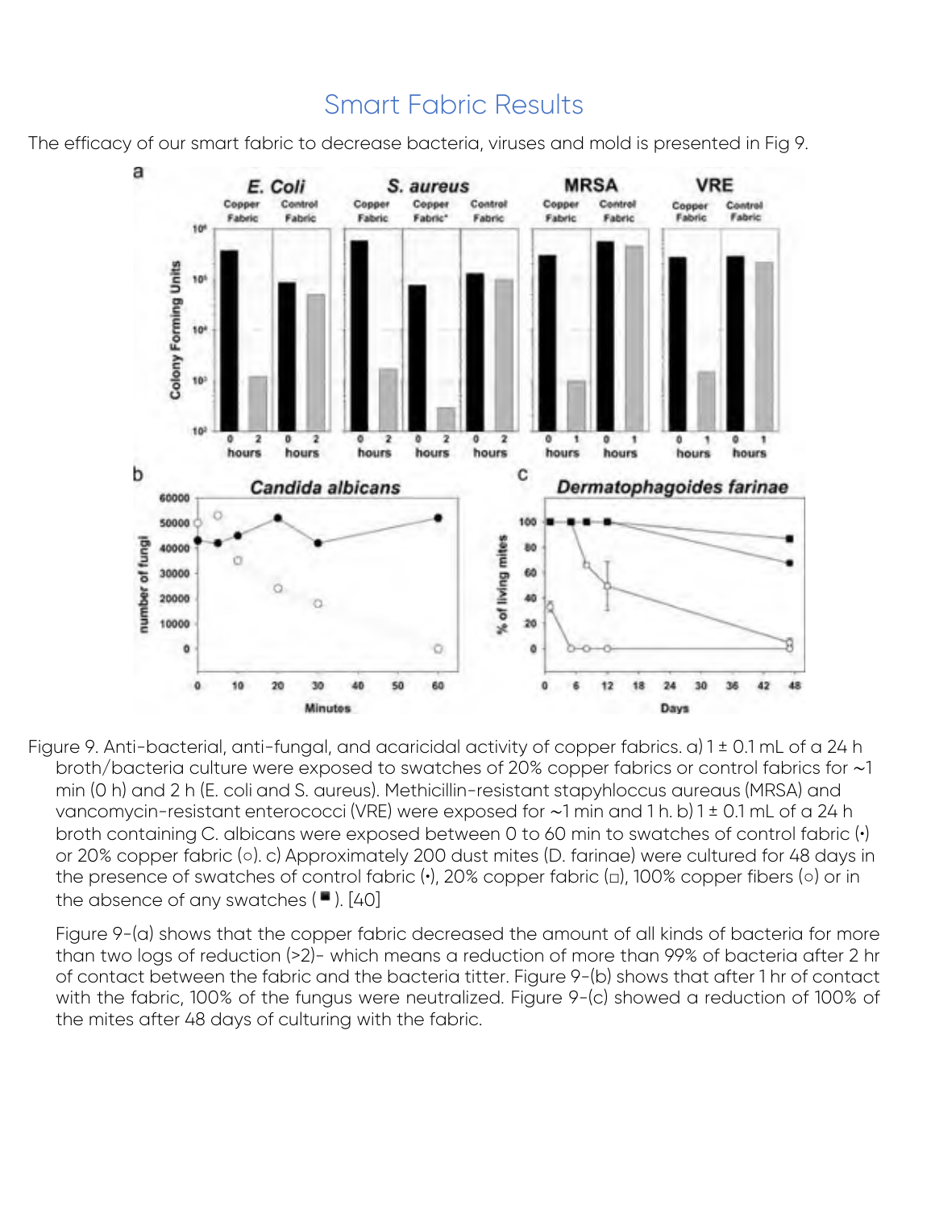## Smart Fabric Results

The efficacy of our smart fabric to decrease bacteria, viruses and mold is presented in Fig 9.

Figure 9. Anti-bacterial, anti-fungal, and acaricidal activity of copper fabrics. a) 1 ± 0.1 mL of a 24 h broth/bacteria culture were exposed to swatches of 20% copper fabrics or control fabrics for ~1 min (0 h) and 2 h (E. coli and S. aureus). Methicillin-resistant stapyhloccus aureaus (MRSA) and vancomycin-resistant enterococci (VRE) were exposed for ~1 min and 1 h. b) 1 ± 0.1 mL of a 24 h broth containing C. albicans were exposed between 0 to 60 min to swatches of control fabric (•) or 20% copper fabric (○). c) Approximately 200 dust mites (D. farinae) were cultured for 48 days in the presence of swatches of control fabric (•), 20% copper fabric (□), 100% copper fibers (○) or in the absence of any swatches (■). [40]

Figure 9-(a) shows that the copper fabric decreased the amount of all kinds of bacteria for more than two logs of reduction (>2)- which means a reduction of more than 99% of bacteria after 2 hr of contact between the fabric and the bacteria titter. Figure 9-(b) shows that after 1 hr of contact with the fabric, 100% of the fungus were neutralized. Figure 9-(c) showed a reduction of 100% of the mites after 48 days of culturing with the fabric.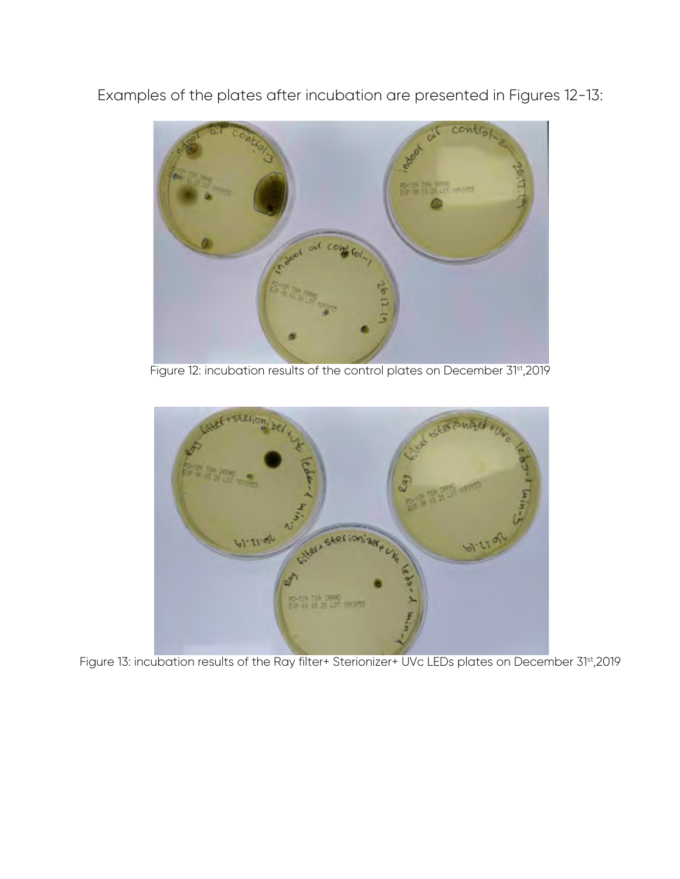Examples of the plates after incubation are presented in Figures 12-13:

Figure 12: incubation results of the control plates on December 31st,2019

Figure 13: incubation results of the Ray filter+ Sterionizer+ UVc LEDs plates on December 31st,2019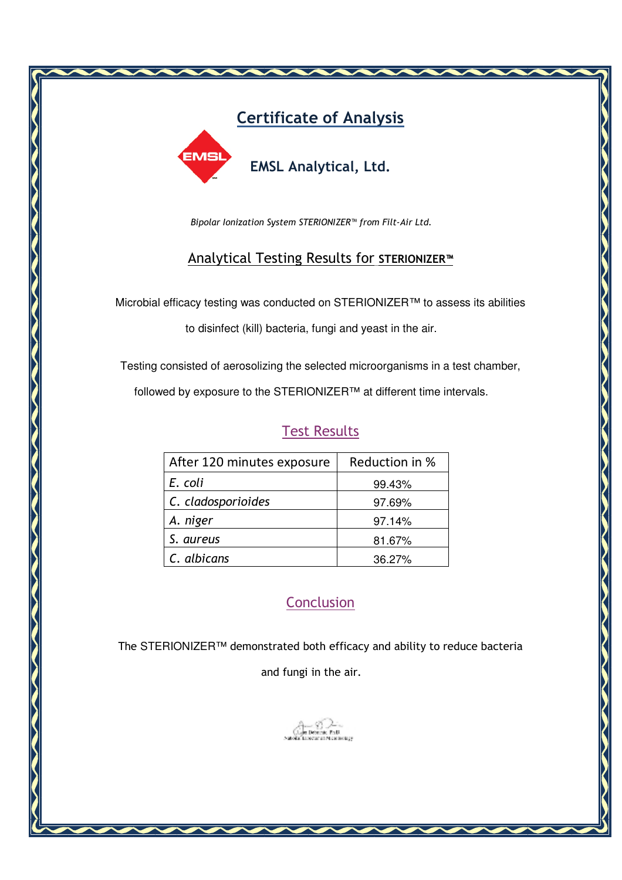# Certificate of Analysis

## EMSL Analytical, Ltd.

*Bipolar Ionization System STERIONIZER™ from Filt-Air Ltd.*

## Analytical Testing Results for **STERIONIZER™**

Microbial efficacy testing was conducted on STERIONIZER™ to assess its abilities to disinfect (kill) bacteria, fungi and yeast in the air.

Testing consisted of aerosolizing the selected microorganisms in a test chamber, followed by exposure to the STERIONIZER™ at different time intervals.

### Test Results

| After 120 minutes exposure | Reduction in % |
|---|---|
| *E. coli* | 99.43% |
| *C. cladosporioides* | 97.69% |
| *A. niger* | 97.14% |
| *S. aureus* | 81.67% |
| *C. albicans* | 36.27% |

### Conclusion

The STERIONIZER™ demonstrated both efficacy and ability to reduce bacteria and fungi in the air.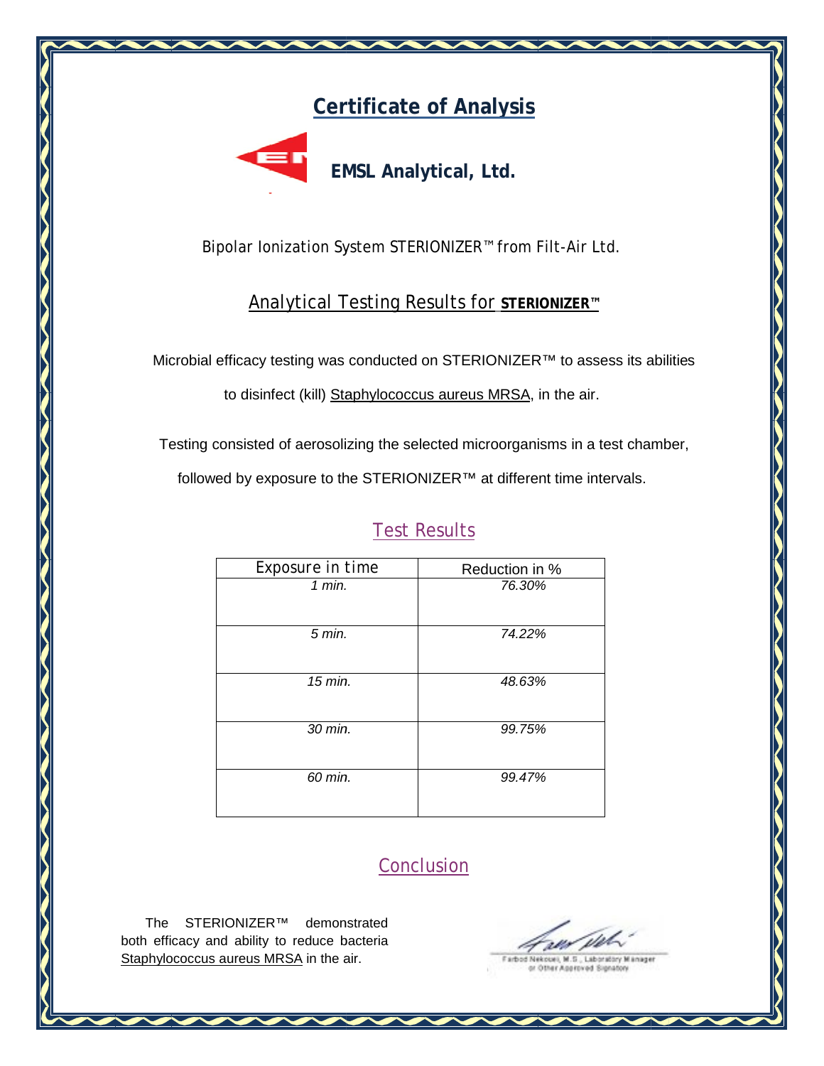# Certificate of Analysis

**EMSL Analytical, Ltd.**

Bipolar Ionization System STERIONIZER™ from Filt-Air Ltd.

## Analytical Testing Results for **STERIONIZER™**

Microbial efficacy testing was conducted on STERIONIZER™ to assess its abilities to disinfect (kill) Staphylococcus aureus MRSA, in the air.

Testing consisted of aerosolizing the selected microorganisms in a test chamber, followed by exposure to the STERIONIZER™ at different time intervals.

## Test Results

| Exposure in time | Reduction in % |
|---|---|
| *1 min.* | *76.30%* |
| *5 min.* | *74.22%* |
| *15 min.* | *48.63%* |
| *30 min.* | *99.75%* |
| *60 min.* | *99.47%* |

## Conclusion

The STERIONIZER™ demonstrated both efficacy and ability to reduce bacteria Staphylococcus aureus MRSA in the air.

Farbod Nekouei, M.S., Laboratory Manager or Other Approved Signatory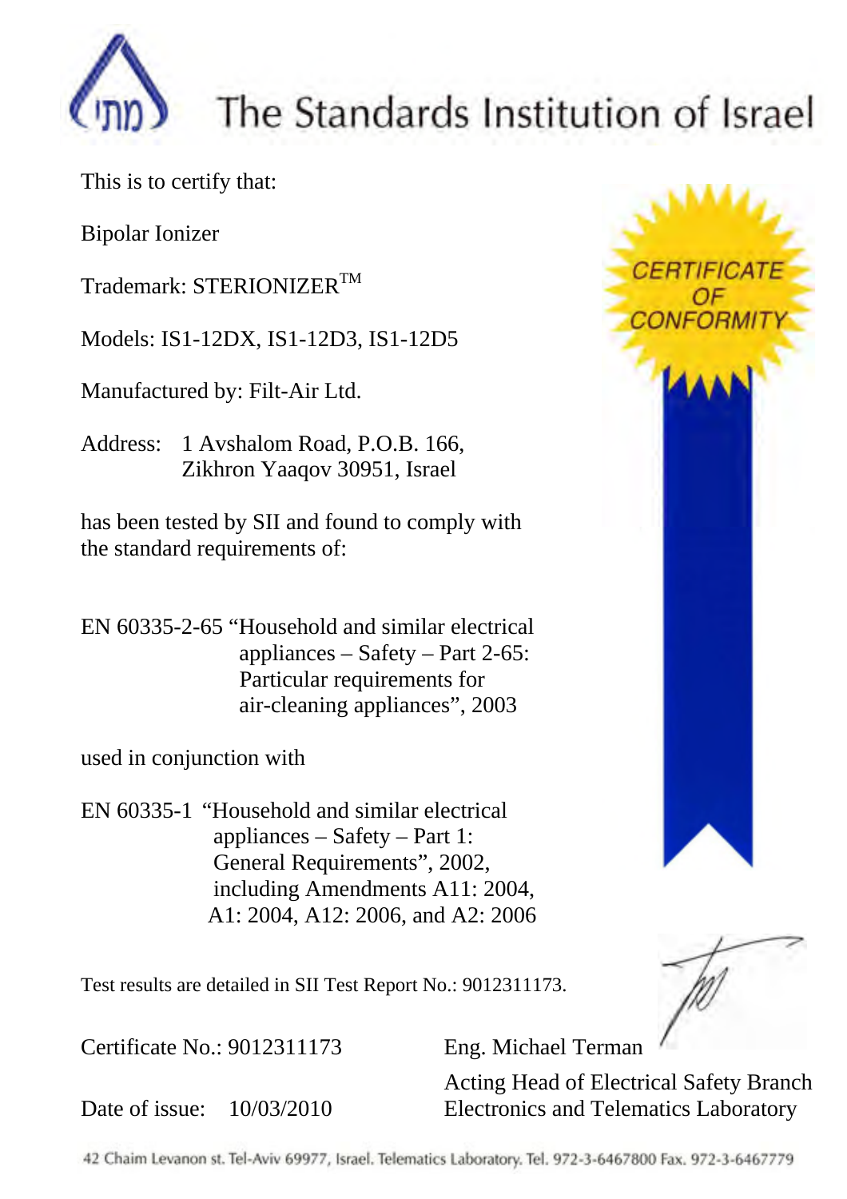# The Standards Institution of Israel

CERTIFICATE OF CONFORMITY

This is to certify that:

Bipolar Ionizer

Trademark: STERIONIZER™

Models: IS1-12DX, IS1-12D3, IS1-12D5

Manufactured by: Filt-Air Ltd.

Address: 1 Avshalom Road, P.O.B. 166,
Zikhron Yaaqov 30951, Israel

has been tested by SII and found to comply with the standard requirements of:

EN 60335-2-65 "Household and similar electrical appliances – Safety – Part 2-65: Particular requirements for air-cleaning appliances", 2003

used in conjunction with

EN 60335-1 "Household and similar electrical appliances – Safety – Part 1: General Requirements", 2002, including Amendments A11: 2004, A1: 2004, A12: 2006, and A2: 2006

Test results are detailed in SII Test Report No.: 9012311173.

Certificate No.: 9012311173

Date of issue: 10/03/2010

Eng. Michael Terman

Acting Head of Electrical Safety Branch
Electronics and Telematics Laboratory

42 Chaim Levanon st. Tel-Aviv 69977, Israel. Telematics Laboratory. Tel. 972-3-6467800 Fax. 972-3-6467779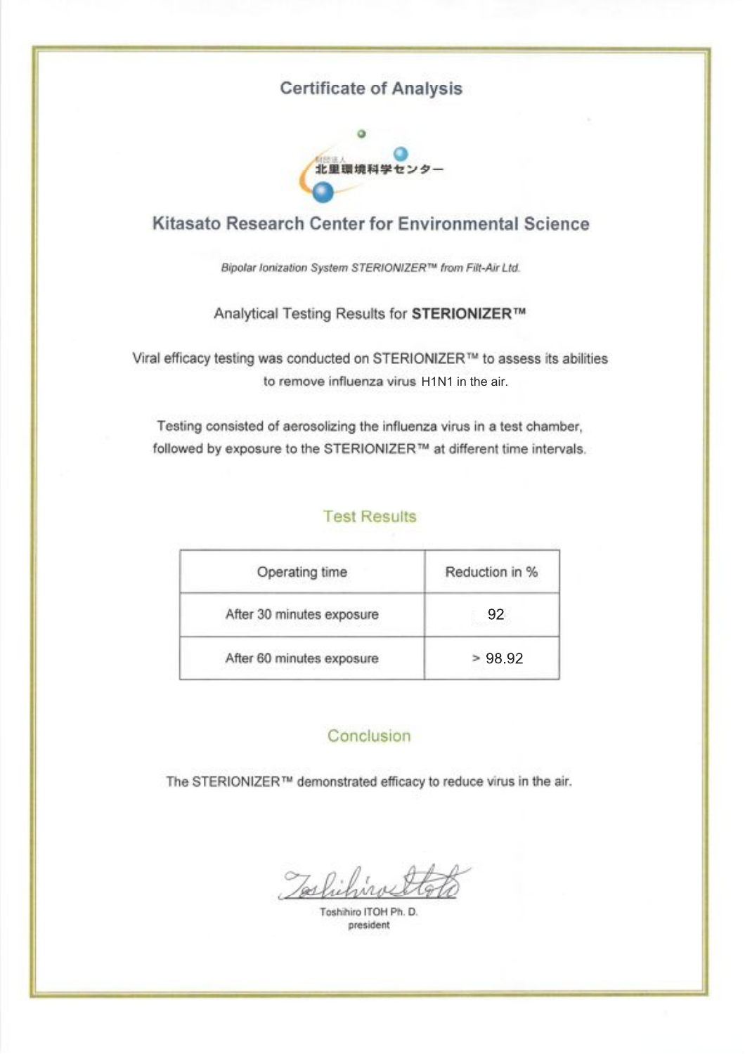# Certificate of Analysis

財団法人 北里環境科学センター

## Kitasato Research Center for Environmental Science

*Bipolar Ionization System STERIONIZER™ from Filt-Air Ltd.*

Analytical Testing Results for **STERIONIZER™**

Viral efficacy testing was conducted on STERIONIZER™ to assess its abilities to remove influenza virus H1N1 in the air.

Testing consisted of aerosolizing the influenza virus in a test chamber, followed by exposure to the STERIONIZER™ at different time intervals.

### Test Results

| Operating time | Reduction in % |
|---|---|
| After 30 minutes exposure | 92 |
| After 60 minutes exposure | > 98.92 |

### Conclusion

The STERIONIZER™ demonstrated efficacy to reduce virus in the air.

Toshihiro ITOH Ph. D.
president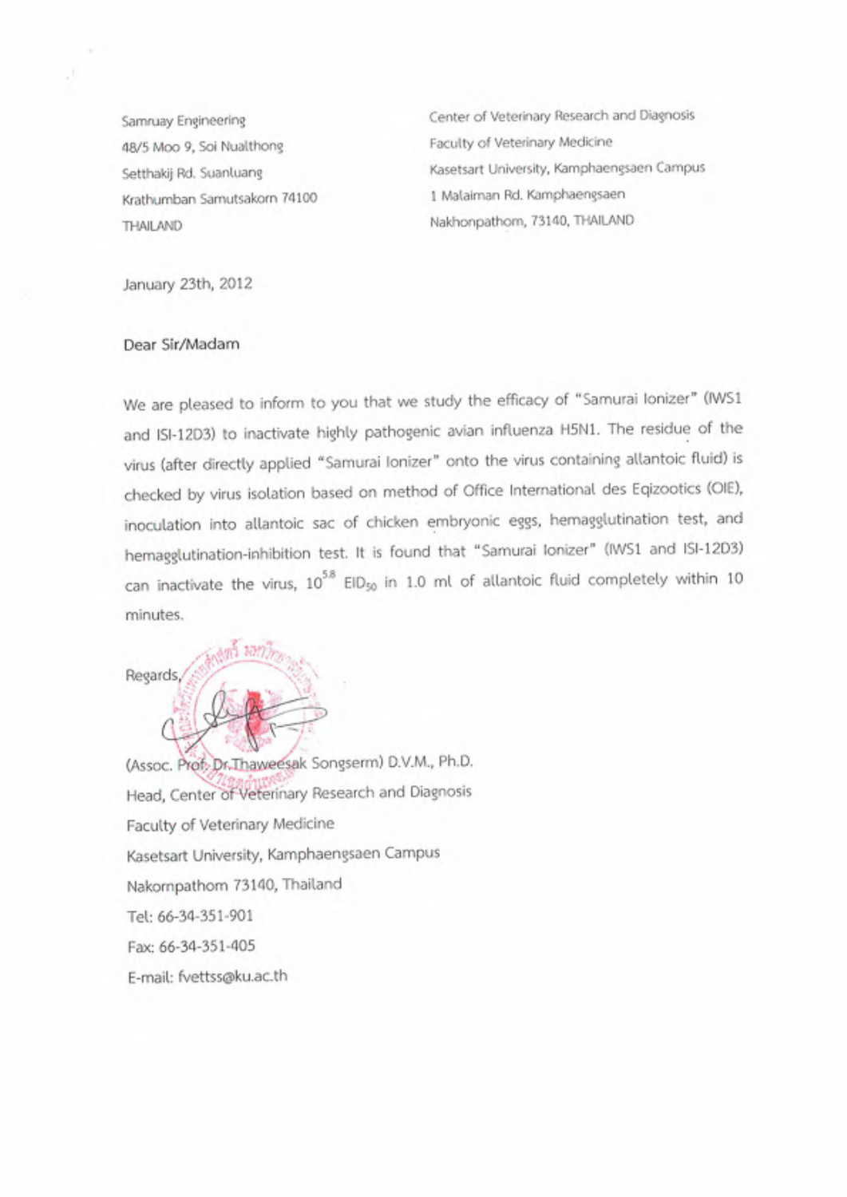Samruay Engineering
48/5 Moo 9, Soi Nualthong
Setthakij Rd. Suanluang
Krathumban Samutsakorn 74100
THAILAND

Center of Veterinary Research and Diagnosis
Faculty of Veterinary Medicine
Kasetsart University, Kamphaengsaen Campus
1 Malaiman Rd. Kamphaengsaen
Nakhonpathom, 73140, THAILAND

January 23th, 2012

Dear Sir/Madam

We are pleased to inform to you that we study the efficacy of "Samurai Ionizer" (IWS1 and ISI-12D3) to inactivate highly pathogenic avian influenza H5N1. The residue of the virus (after directly applied "Samurai Ionizer" onto the virus containing allantoic fluid) is checked by virus isolation based on method of Office International des Eqizootics (OIE), inoculation into allantoic sac of chicken embryonic eggs, hemagglutination test, and hemagglutination-inhibition test. It is found that "Samurai Ionizer" (IWS1 and ISI-12D3) can inactivate the virus, $10^{5.8}$ $EID_{50}$ in 1.0 ml of allantoic fluid completely within 10 minutes.

Regards,

(Assoc. Prof. Dr.Thaweesak Songserm) D.V.M., Ph.D.
Head, Center of Veterinary Research and Diagnosis
Faculty of Veterinary Medicine
Kasetsart University, Kamphaengsaen Campus
Nakornpathom 73140, Thailand
Tel: 66-34-351-901
Fax: 66-34-351-405
E-mail: fvettss@ku.ac.th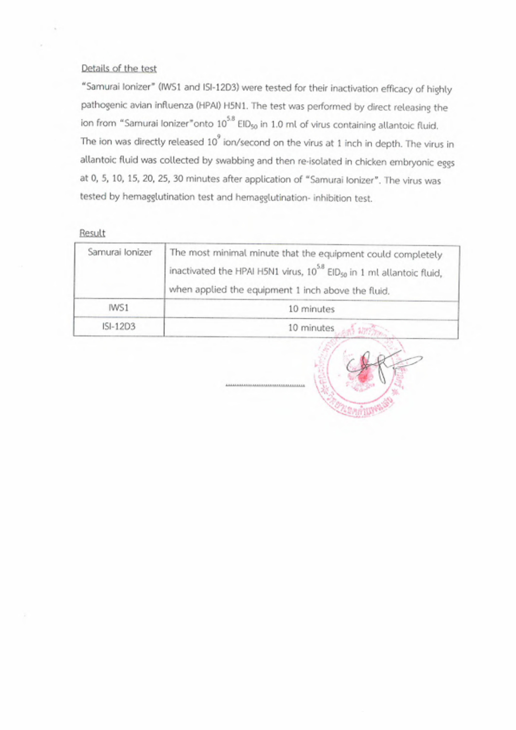Details of the test

"Samurai Ionizer" (IWS1 and ISI-12D3) were tested for their inactivation efficacy of highly pathogenic avian influenza (HPAI) H5N1. The test was performed by direct releasing the ion from "Samurai Ionizer"onto $10^{5.8}$ $EID_{50}$ in 1.0 ml of virus containing allantoic fluid. The ion was directly released $10^{9}$ ion/second on the virus at 1 inch in depth. The virus in allantoic fluid was collected by swabbing and then re-isolated in chicken embryonic eggs at 0, 5, 10, 15, 20, 25, 30 minutes after application of "Samurai Ionizer". The virus was tested by hemagglutination test and hemagglutination- inhibition test.

Result

| Samurai Ionizer | The most minimal minute that the equipment could completely inactivated the HPAI H5N1 virus, $10^{5.8}$ $EID_{50}$ in 1 ml allantoic fluid, when applied the equipment 1 inch above the fluid. |
|---|---|
| IWS1 | 10 minutes |
| ISI-12D3 | 10 minutes |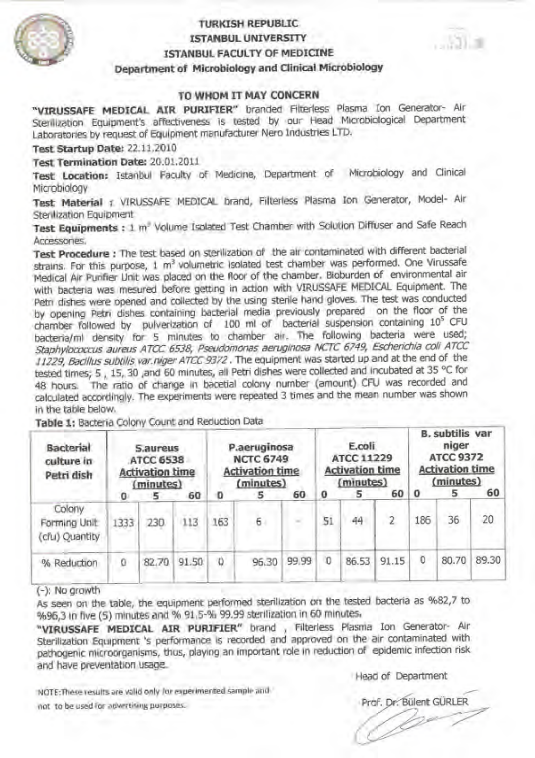# TURKISH REPUBLIC
# ISTANBUL UNIVERSITY
# ISTANBUL FACULTY OF MEDICINE
## Department of Microbiology and Clinical Microbiology

### TO WHOM IT MAY CONCERN

**"VIRUSSAFE MEDICAL AIR PURIFIER"** branded Filterless Plasma Ion Generator- Air Sterilization Equipment's affectiveness is tested by our Head Microbiological Department Laboratories by request of Equipment manufacturer Nero Industries LTD.

**Test Startup Date:** 22.11.2010

**Test Termination Date:** 20.01.2011

**Test Location:** Istanbul Faculty of Medicine, Department of Microbiology and Clinical Microbiology

**Test Material :** VIRUSSAFE MEDICAL brand, Filterless Plasma Ion Generator, Model- Air Sterilization Equipment

**Test Equipments :** 1 $m^3$ Volume Isolated Test Chamber with Solution Diffuser and Safe Reach Accessories.

**Test Procedure :** The test based on sterilization of the air contaminated with different bacterial strains. For this purpose, 1 $m^3$ volumetric isolated test chamber was performed. One Virussafe Medical Air Purifier Unit was placed on the floor of the chamber. Bioburden of environmental air with bacteria was mesured before getting in action with VIRUSSAFE MEDICAL Equipment. The Petri dishes were opened and collected by the using sterile hand gloves. The test was conducted by opening Petri dishes containing bacterial media previously prepared on the floor of the chamber followed by pulverization of 100 ml of bacterial suspension containing $10^5$ CFU bacteria/ml density for 5 minutes to chamber air. The following bacteria were used; *Staphylococcus aureus ATCC 6538, Pseudomonas aeruginosa NCTC 6749, Escherichia coli ATCC 11229, Bacillus subtilis var.niger ATCC 9372*. The equipment was started up and at the end of the tested times; 5 , 15, 30 ,and 60 minutes, all Petri dishes were collected and incubated at 35 °C for 48 hours. The ratio of change in bacetial colony number (amount) CFU was recorded and calculated accordingly. The experiments were repeated 3 times and the mean number was shown in the table below.

**Table 1:** Bacteria Colony Count and Reduction Data

| Bacterial culture in Petri dish | S.aureus ATCC 6538 Activation time (minutes) | | | P.aeruginosa NCTC 6749 Activation time (minutes) | | | E.coli ATCC 11229 Activation time (minutes) | | | B. subtilis var niger ATCC 9372 Activation time (minutes) | | |
|---|---|---|---|---|---|---|---|---|---|---|---|---|
| | 0 | 5 | 60 | 0 | 5 | 60 | 0 | 5 | 60 | 0 | 5 | 60 |
| Colony Forming Unit (cfu) Quantity | 1333 | 230 | 113 | 163 | 6 | - | 51 | 44 | 2 | 186 | 36 | 20 |
| % Reduction | 0 | 82.70 | 91.50 | 0 | 96.30 | 99.99 | 0 | 86.53 | 91.15 | 0 | 80.70 | 89.30 |

(-): No growth

As seen on the table, the equipment performed sterilization on the tested bacteria as %82,7 to %96,3 in five (5) minutes and % 91.5-% 99.99 sterilization in 60 minutes.

**"VIRUSSAFE MEDICAL AIR PURIFIER"** brand , Filterless Plasma Ion Generator- Air Sterilization Equipment 's performance is recorded and approved on the air contaminated with pathogenic microorganisms, thus, playing an important role in reduction of epidemic infection risk and have prevention usage.

Head of Department

Prof. Dr. Bülent GÜRLER

NOTE: These results are valid only for experimented sample and not to be used for advertising purposes.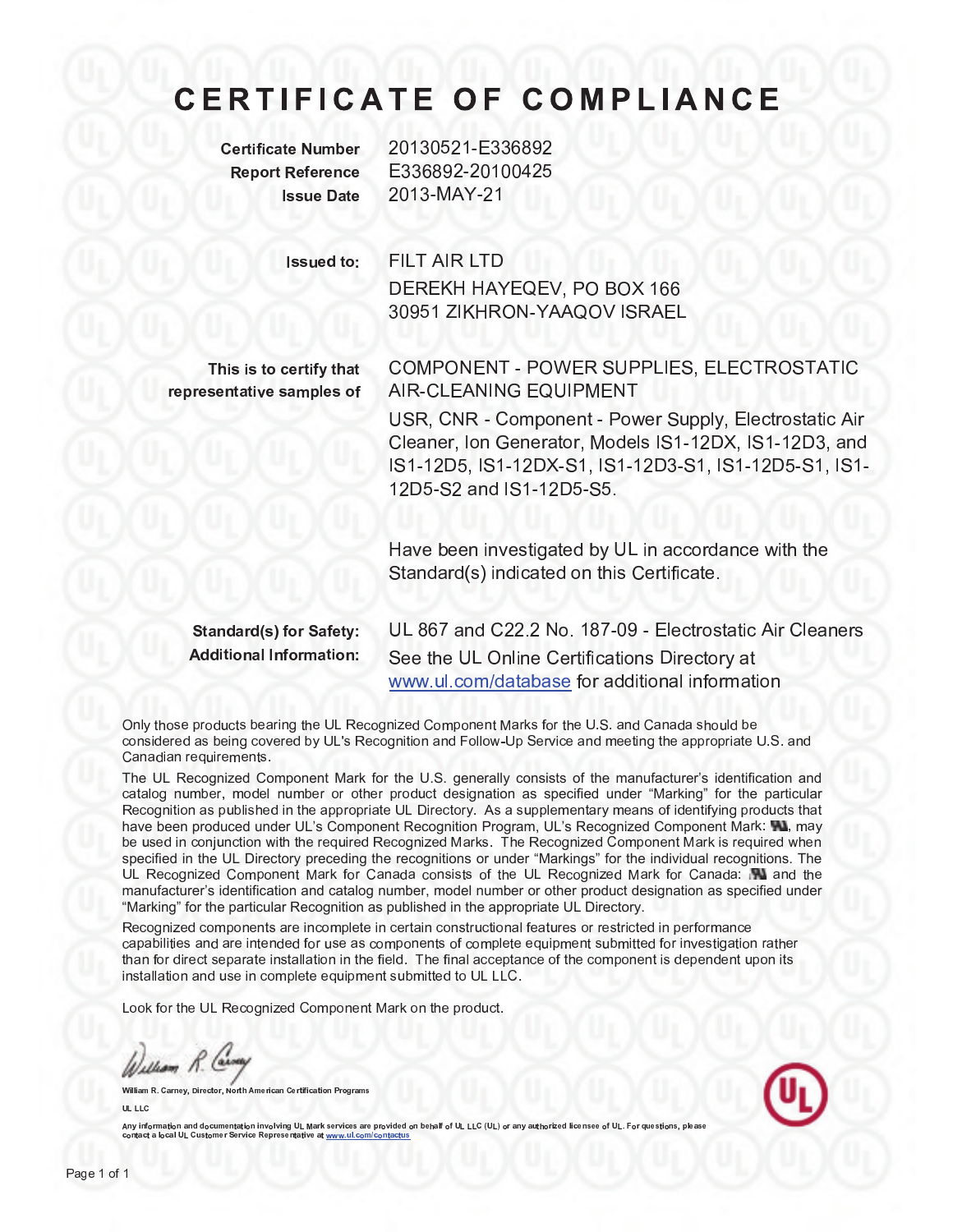# CERTIFICATE OF COMPLIANCE

**Certificate Number** 20130521-E336892
**Report Reference** E336892-20100425
**Issue Date** 2013-MAY-21

**Issued to:** FILT AIR LTD
DEREKH HAYEQEV, PO BOX 166
30951 ZIKHRON-YAAQOV ISRAEL

**This is to certify that representative samples of**

COMPONENT - POWER SUPPLIES, ELECTROSTATIC AIR-CLEANING EQUIPMENT

USR, CNR - Component - Power Supply, Electrostatic Air Cleaner, Ion Generator, Models IS1-12DX, IS1-12D3, and IS1-12D5, IS1-12DX-S1, IS1-12D3-S1, IS1-12D5-S1, IS1-12D5-S2 and IS1-12D5-S5.

Have been investigated by UL in accordance with the Standard(s) indicated on this Certificate.

**Standard(s) for Safety:** UL 867 and C22.2 No. 187-09 - Electrostatic Air Cleaners
**Additional Information:** See the UL Online Certifications Directory at www.ul.com/database for additional information

Only those products bearing the UL Recognized Component Marks for the U.S. and Canada should be considered as being covered by UL's Recognition and Follow-Up Service and meeting the appropriate U.S. and Canadian requirements.

The UL Recognized Component Mark for the U.S. generally consists of the manufacturer's identification and catalog number, model number or other product designation as specified under "Marking" for the particular Recognition as published in the appropriate UL Directory. As a supplementary means of identifying products that have been produced under UL's Component Recognition Program, UL's Recognized Component Mark: , may be used in conjunction with the required Recognized Marks. The Recognized Component Mark is required when specified in the UL Directory preceding the recognitions or under "Markings" for the individual recognitions. The UL Recognized Component Mark for Canada consists of the UL Recognized Mark for Canada:  and the manufacturer's identification and catalog number, model number or other product designation as specified under "Marking" for the particular Recognition as published in the appropriate UL Directory.

Recognized components are incomplete in certain constructional features or restricted in performance capabilities and are intended for use as components of complete equipment submitted for investigation rather than for direct separate installation in the field. The final acceptance of the component is dependent upon its installation and use in complete equipment submitted to UL LLC.

Look for the UL Recognized Component Mark on the product.

William R. Carney, Director, North American Certification Programs

UL LLC

Any information and documentation involving UL Mark services are provided on behalf of UL LLC (UL) or any authorized licensee of UL. For questions, please contact a local UL Customer Service Representative at www.ul.com/contactus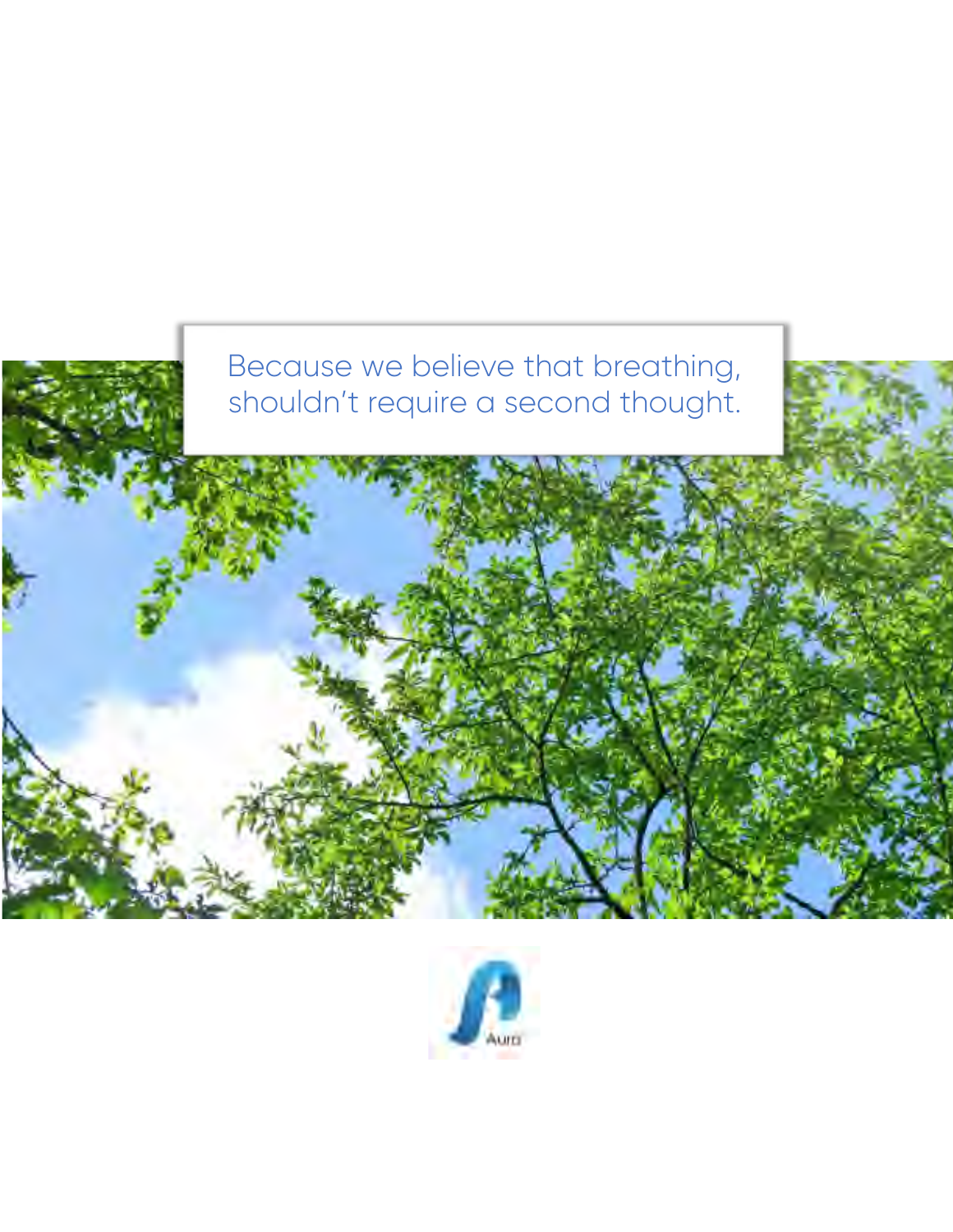Because we believe that breathing, shouldn't require a second thought.

Aura